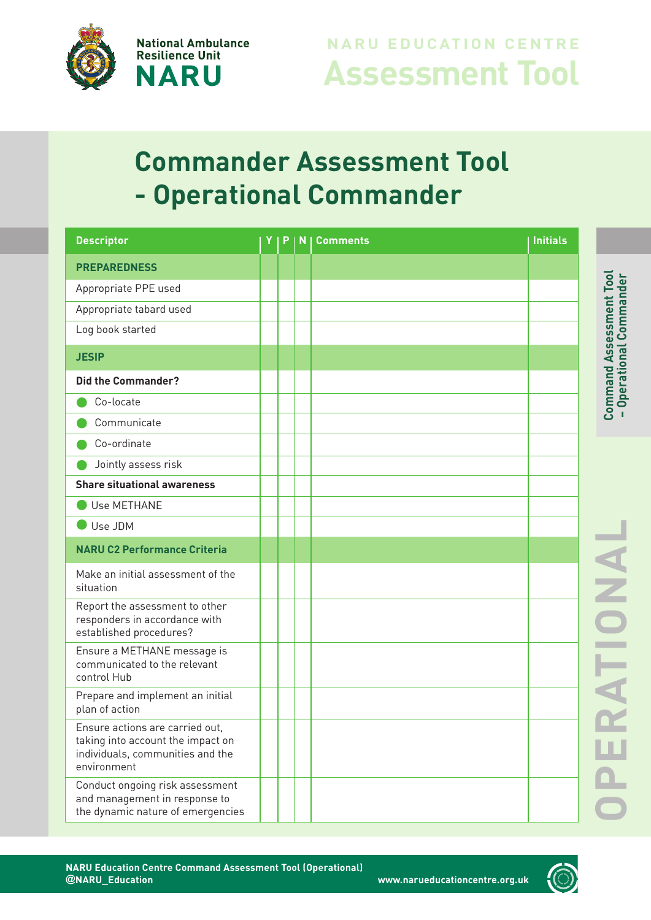National Ambulance Resilience Unit
NARU

NARU EDUCATION CENTRE
# Assessment Tool

## Commander Assessment Tool - Operational Commander

| Descriptor | Y | P | N | Comments | Initials |
|---|---|---|---|---|---|
| **PREPAREDNESS** | | | | | |
| Appropriate PPE used | | | | | |
| Appropriate tabard used | | | | | |
| Log book started | | | | | |
| **JESIP** | | | | | |
| **Did the Commander?** | | | | | |
| • Co-locate | | | | | |
| • Communicate | | | | | |
| • Co-ordinate | | | | | |
| • Jointly assess risk | | | | | |
| **Share situational awareness** | | | | | |
| • Use METHANE | | | | | |
| • Use JDM | | | | | |
| **NARU C2 Performance Criteria** | | | | | |
| Make an initial assessment of the situation | | | | | |
| Report the assessment to other responders in accordance with established procedures? | | | | | |
| Ensure a METHANE message is communicated to the relevant control Hub | | | | | |
| Prepare and implement an initial plan of action | | | | | |
| Ensure actions are carried out, taking into account the impact on individuals, communities and the environment | | | | | |
| Conduct ongoing risk assessment and management in response to the dynamic nature of emergencies | | | | | |

Command Assessment Tool - Operational Commander

OPERATIONAL

NARU Education Centre Command Assessment Tool (Operational)
@NARU_Education
www.narueducationcentre.org.uk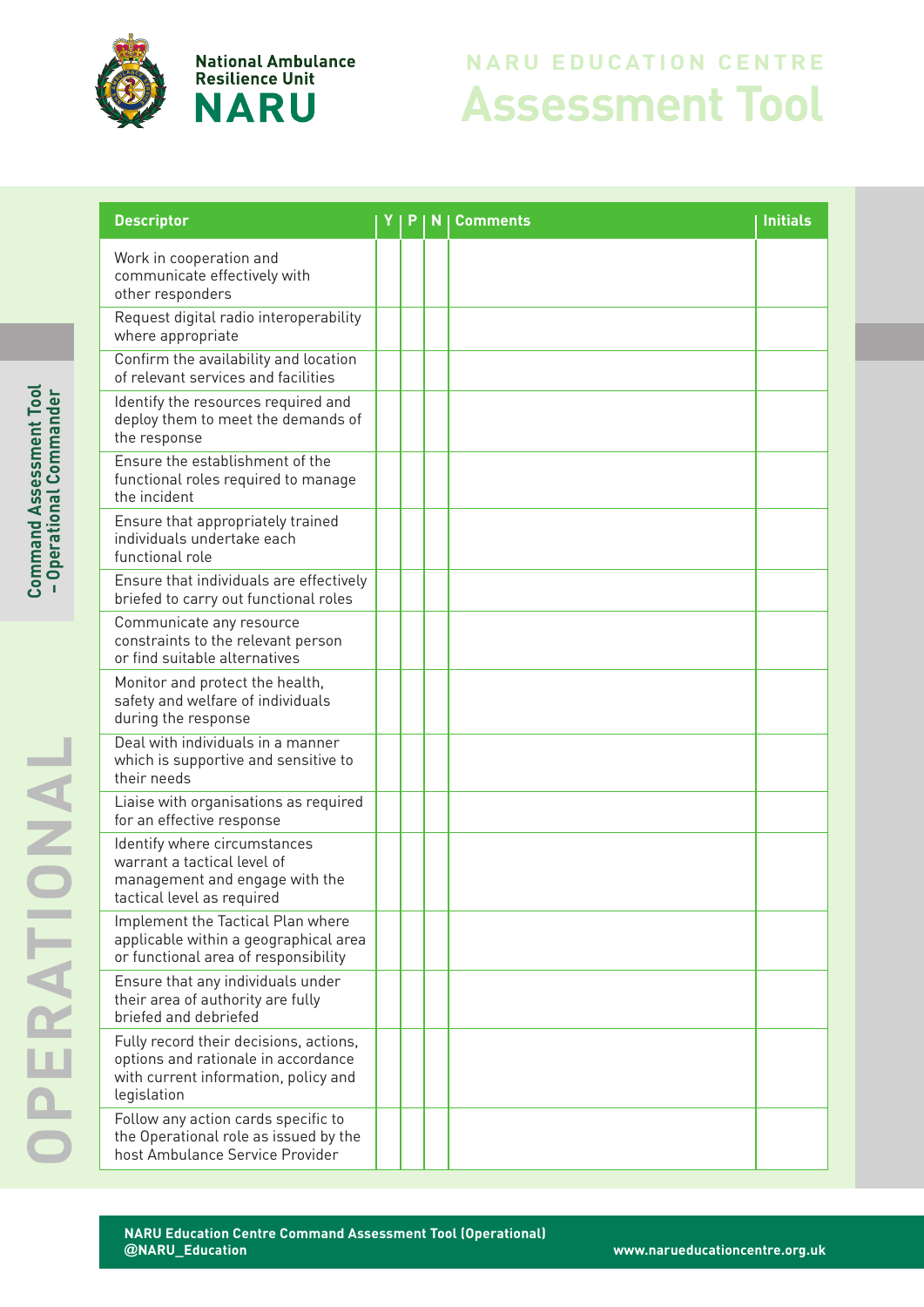# NARU EDUCATION CENTRE
# Assessment Tool

**Command Assessment Tool – Operational Commander**

**OPERATIONAL**

| Descriptor | Y | P | N | Comments | Initials |
|---|---|---|---|---|---|
| Work in cooperation and communicate effectively with other responders | | | | | |
| Request digital radio interoperability where appropriate | | | | | |
| Confirm the availability and location of relevant services and facilities | | | | | |
| Identify the resources required and deploy them to meet the demands of the response | | | | | |
| Ensure the establishment of the functional roles required to manage the incident | | | | | |
| Ensure that appropriately trained individuals undertake each functional role | | | | | |
| Ensure that individuals are effectively briefed to carry out functional roles | | | | | |
| Communicate any resource constraints to the relevant person or find suitable alternatives | | | | | |
| Monitor and protect the health, safety and welfare of individuals during the response | | | | | |
| Deal with individuals in a manner which is supportive and sensitive to their needs | | | | | |
| Liaise with organisations as required for an effective response | | | | | |
| Identify where circumstances warrant a tactical level of management and engage with the tactical level as required | | | | | |
| Implement the Tactical Plan where applicable within a geographical area or functional area of responsibility | | | | | |
| Ensure that any individuals under their area of authority are fully briefed and debriefed | | | | | |
| Fully record their decisions, actions, options and rationale in accordance with current information, policy and legislation | | | | | |
| Follow any action cards specific to the Operational role as issued by the host Ambulance Service Provider | | | | | |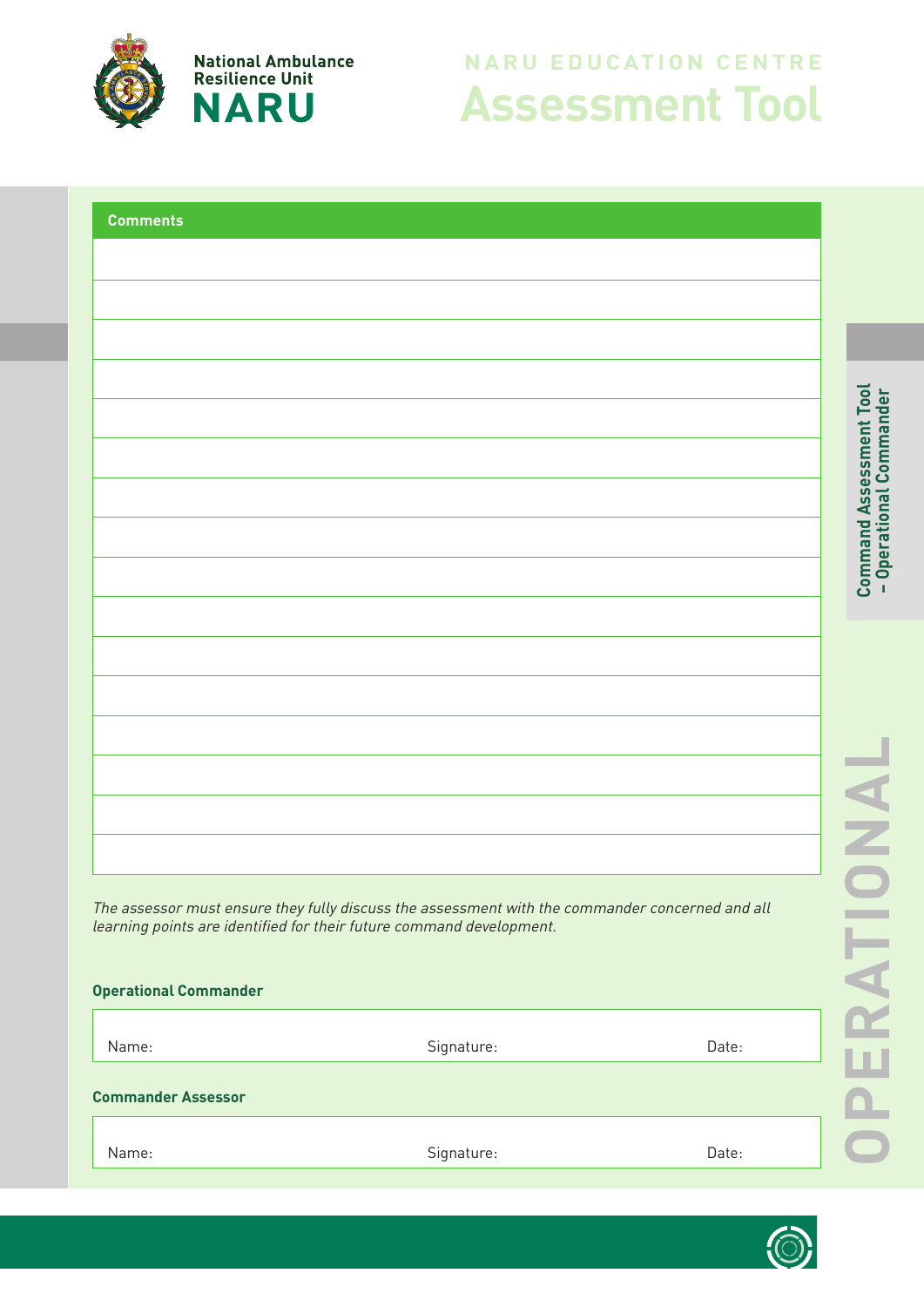National Ambulance Resilience Unit
**NARU**

NARU EDUCATION CENTRE
# Assessment Tool

| Comments |
|---|
| |
| |
| |
| |
| |
| |
| |
| |
| |
| |
| |
| |
| |
| |
| |
| |

*The assessor must ensure they fully discuss the assessment with the commander concerned and all learning points are identified for their future command development.*

**Operational Commander**

| | | |
|---|---|---|
| Name: | Signature: | Date: |

**Commander Assessor**

| | | |
|---|---|---|
| Name: | Signature: | Date: |

Command Assessment Tool – Operational Commander

OPERATIONAL